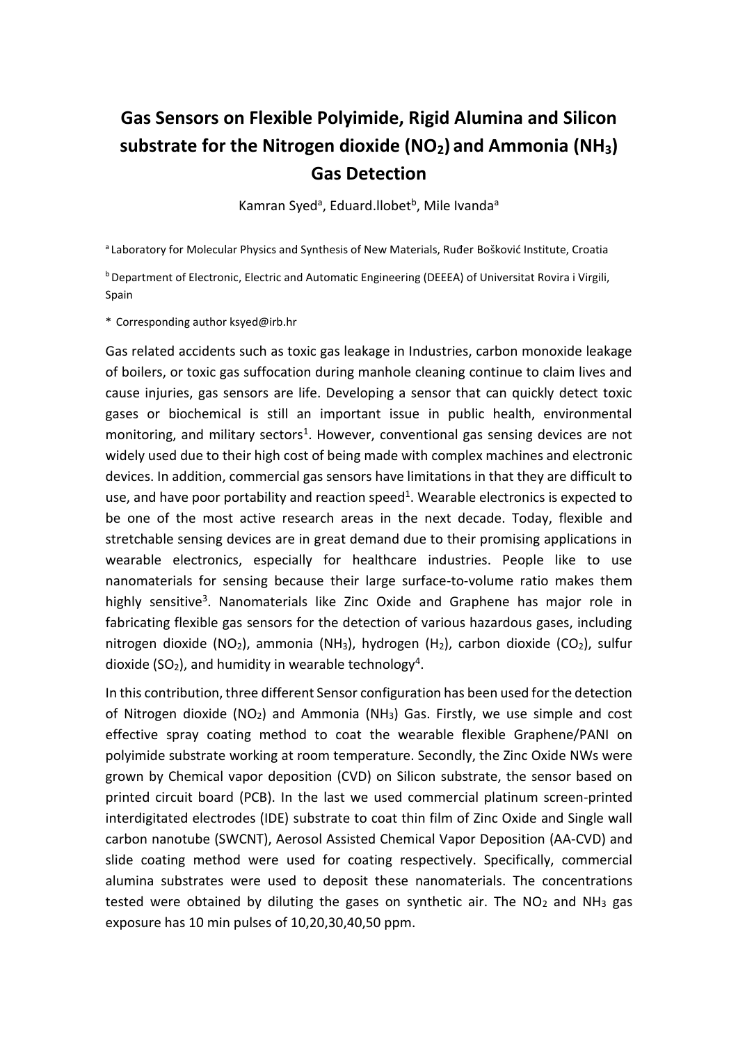# Gas Sensors on Flexible Polyimide, Rigid Alumina and Silicon substrate for the Nitrogen dioxide ($NO_2$) and Ammonia ($NH_3$) Gas Detection

Kamran Syed[a], Eduard.llobet[b], Mile Ivanda[a]

[a] Laboratory for Molecular Physics and Synthesis of New Materials, Ruđer Bošković Institute, Croatia

[b] Department of Electronic, Electric and Automatic Engineering (DEEEA) of Universitat Rovira i Virgili, Spain

\* Corresponding author ksyed@irb.hr

Gas related accidents such as toxic gas leakage in Industries, carbon monoxide leakage of boilers, or toxic gas suffocation during manhole cleaning continue to claim lives and cause injuries, gas sensors are life. Developing a sensor that can quickly detect toxic gases or biochemical is still an important issue in public health, environmental monitoring, and military sectors[1]. However, conventional gas sensing devices are not widely used due to their high cost of being made with complex machines and electronic devices. In addition, commercial gas sensors have limitations in that they are difficult to use, and have poor portability and reaction speed[1]. Wearable electronics is expected to be one of the most active research areas in the next decade. Today, flexible and stretchable sensing devices are in great demand due to their promising applications in wearable electronics, especially for healthcare industries. People like to use nanomaterials for sensing because their large surface-to-volume ratio makes them highly sensitive[3]. Nanomaterials like Zinc Oxide and Graphene has major role in fabricating flexible gas sensors for the detection of various hazardous gases, including nitrogen dioxide ($NO_2$), ammonia ($NH_3$), hydrogen ($H_2$), carbon dioxide ($CO_2$), sulfur dioxide ($SO_2$), and humidity in wearable technology[4].

In this contribution, three different Sensor configuration has been used for the detection of Nitrogen dioxide ($NO_2$) and Ammonia ($NH_3$) Gas. Firstly, we use simple and cost effective spray coating method to coat the wearable flexible Graphene/PANI on polyimide substrate working at room temperature. Secondly, the Zinc Oxide NWs were grown by Chemical vapor deposition (CVD) on Silicon substrate, the sensor based on printed circuit board (PCB). In the last we used commercial platinum screen-printed interdigitated electrodes (IDE) substrate to coat thin film of Zinc Oxide and Single wall carbon nanotube (SWCNT), Aerosol Assisted Chemical Vapor Deposition (AA-CVD) and slide coating method were used for coating respectively. Specifically, commercial alumina substrates were used to deposit these nanomaterials. The concentrations tested were obtained by diluting the gases on synthetic air. The $NO_2$ and $NH_3$ gas exposure has 10 min pulses of 10,20,30,40,50 ppm.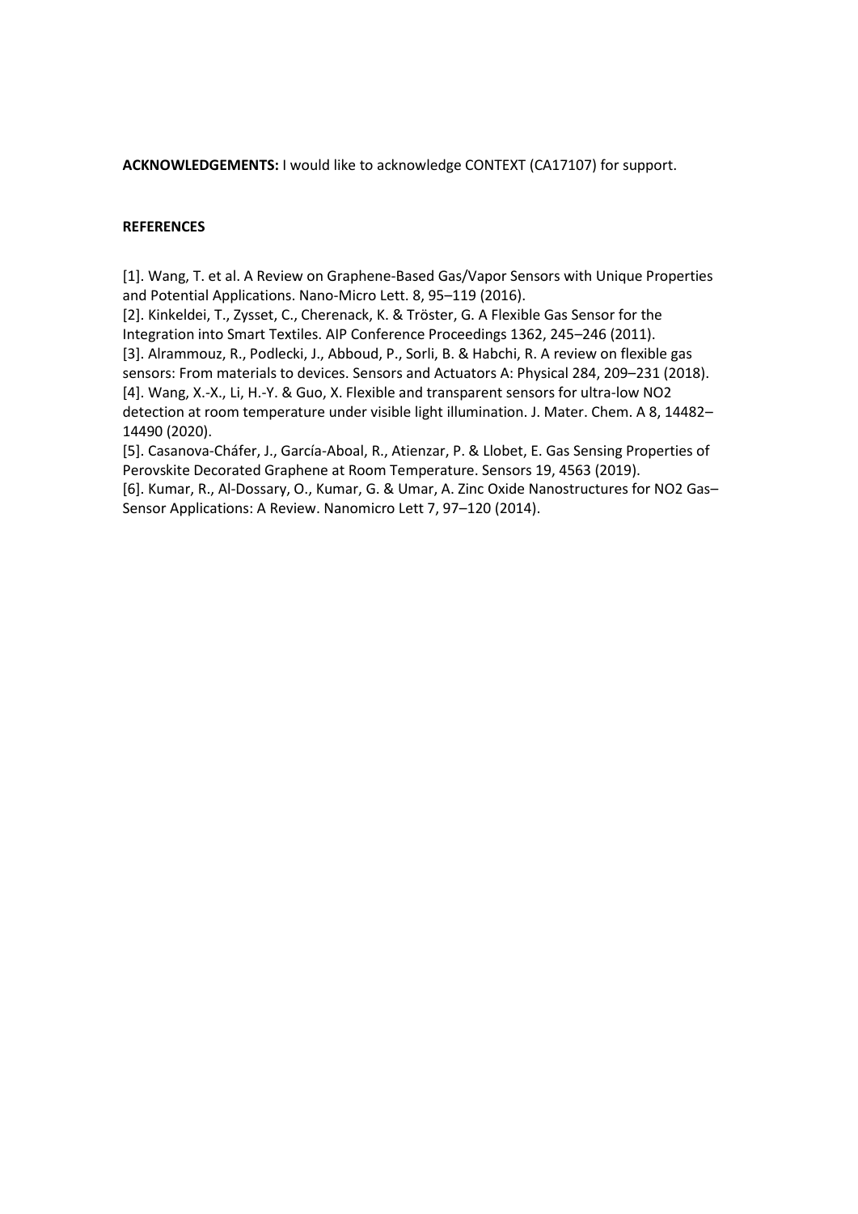**ACKNOWLEDGEMENTS:** I would like to acknowledge CONTEXT (CA17107) for support.

**REFERENCES**

[1]. Wang, T. et al. A Review on Graphene-Based Gas/Vapor Sensors with Unique Properties and Potential Applications. Nano-Micro Lett. 8, 95–119 (2016).
[2]. Kinkeldei, T., Zysset, C., Cherenack, K. & Tröster, G. A Flexible Gas Sensor for the Integration into Smart Textiles. AIP Conference Proceedings 1362, 245–246 (2011).
[3]. Alrammouz, R., Podlecki, J., Abboud, P., Sorli, B. & Habchi, R. A review on flexible gas sensors: From materials to devices. Sensors and Actuators A: Physical 284, 209–231 (2018).
[4]. Wang, X.-X., Li, H.-Y. & Guo, X. Flexible and transparent sensors for ultra-low NO2 detection at room temperature under visible light illumination. J. Mater. Chem. A 8, 14482–14490 (2020).
[5]. Casanova-Cháfer, J., García-Aboal, R., Atienzar, P. & Llobet, E. Gas Sensing Properties of Perovskite Decorated Graphene at Room Temperature. Sensors 19, 4563 (2019).
[6]. Kumar, R., Al-Dossary, O., Kumar, G. & Umar, A. Zinc Oxide Nanostructures for NO2 Gas–Sensor Applications: A Review. Nanomicro Lett 7, 97–120 (2014).